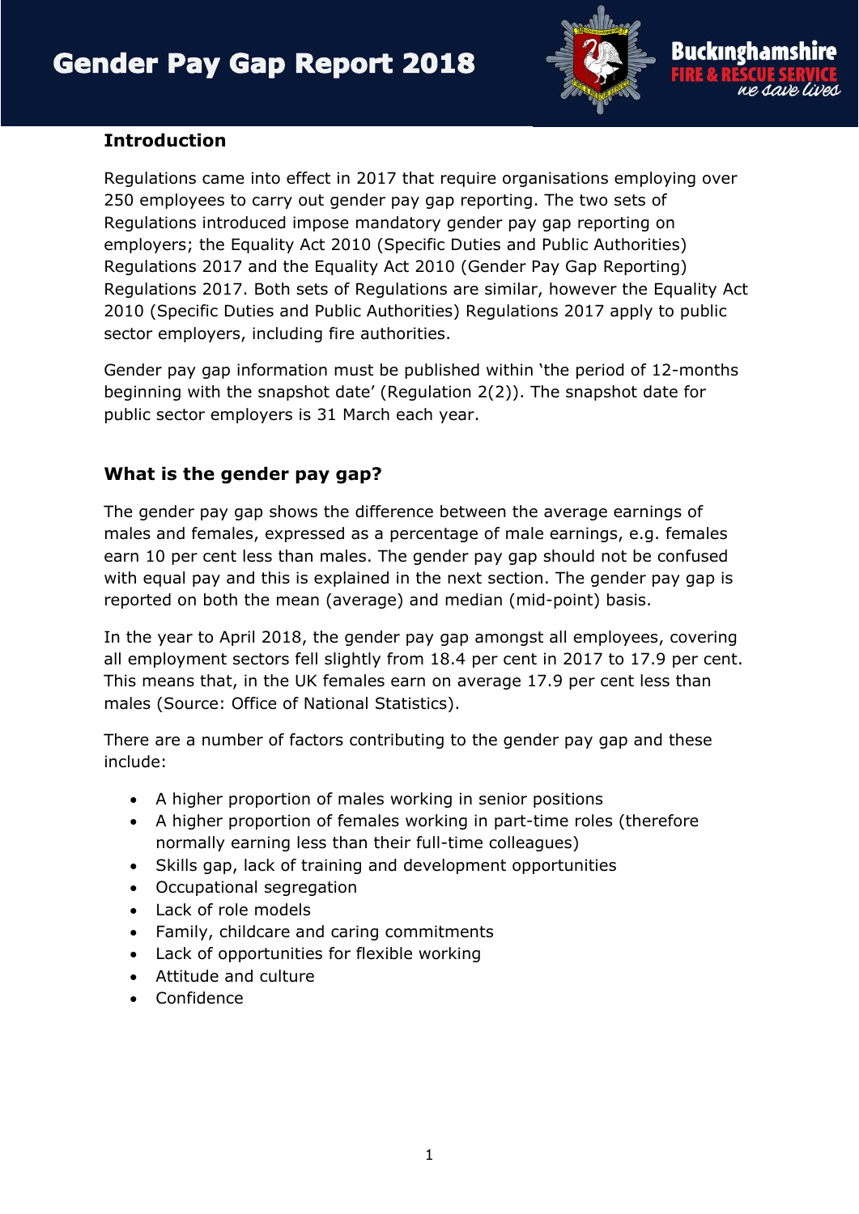# Gender Pay Gap Report 2018

Buckinghamshire FIRE & RESCUE SERVICE we save lives

## Introduction

Regulations came into effect in 2017 that require organisations employing over 250 employees to carry out gender pay gap reporting. The two sets of Regulations introduced impose mandatory gender pay gap reporting on employers; the Equality Act 2010 (Specific Duties and Public Authorities) Regulations 2017 and the Equality Act 2010 (Gender Pay Gap Reporting) Regulations 2017. Both sets of Regulations are similar, however the Equality Act 2010 (Specific Duties and Public Authorities) Regulations 2017 apply to public sector employers, including fire authorities.

Gender pay gap information must be published within 'the period of 12-months beginning with the snapshot date' (Regulation 2(2)). The snapshot date for public sector employers is 31 March each year.

## What is the gender pay gap?

The gender pay gap shows the difference between the average earnings of males and females, expressed as a percentage of male earnings, e.g. females earn 10 per cent less than males. The gender pay gap should not be confused with equal pay and this is explained in the next section. The gender pay gap is reported on both the mean (average) and median (mid-point) basis.

In the year to April 2018, the gender pay gap amongst all employees, covering all employment sectors fell slightly from 18.4 per cent in 2017 to 17.9 per cent. This means that, in the UK females earn on average 17.9 per cent less than males (Source: Office of National Statistics).

There are a number of factors contributing to the gender pay gap and these include:

- A higher proportion of males working in senior positions
- A higher proportion of females working in part-time roles (therefore normally earning less than their full-time colleagues)
- Skills gap, lack of training and development opportunities
- Occupational segregation
- Lack of role models
- Family, childcare and caring commitments
- Lack of opportunities for flexible working
- Attitude and culture
- Confidence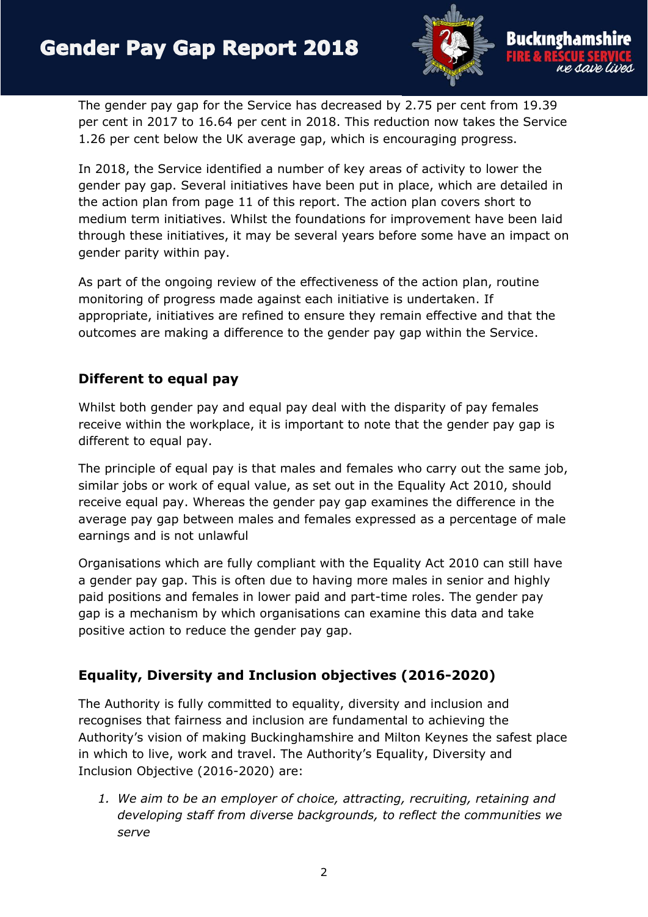The gender pay gap for the Service has decreased by 2.75 per cent from 19.39 per cent in 2017 to 16.64 per cent in 2018. This reduction now takes the Service 1.26 per cent below the UK average gap, which is encouraging progress.

In 2018, the Service identified a number of key areas of activity to lower the gender pay gap. Several initiatives have been put in place, which are detailed in the action plan from page 11 of this report. The action plan covers short to medium term initiatives. Whilst the foundations for improvement have been laid through these initiatives, it may be several years before some have an impact on gender parity within pay.

As part of the ongoing review of the effectiveness of the action plan, routine monitoring of progress made against each initiative is undertaken. If appropriate, initiatives are refined to ensure they remain effective and that the outcomes are making a difference to the gender pay gap within the Service.

## Different to equal pay

Whilst both gender pay and equal pay deal with the disparity of pay females receive within the workplace, it is important to note that the gender pay gap is different to equal pay.

The principle of equal pay is that males and females who carry out the same job, similar jobs or work of equal value, as set out in the Equality Act 2010, should receive equal pay. Whereas the gender pay gap examines the difference in the average pay gap between males and females expressed as a percentage of male earnings and is not unlawful

Organisations which are fully compliant with the Equality Act 2010 can still have a gender pay gap. This is often due to having more males in senior and highly paid positions and females in lower paid and part-time roles. The gender pay gap is a mechanism by which organisations can examine this data and take positive action to reduce the gender pay gap.

## Equality, Diversity and Inclusion objectives (2016-2020)

The Authority is fully committed to equality, diversity and inclusion and recognises that fairness and inclusion are fundamental to achieving the Authority's vision of making Buckinghamshire and Milton Keynes the safest place in which to live, work and travel. The Authority's Equality, Diversity and Inclusion Objective (2016-2020) are:

1. *We aim to be an employer of choice, attracting, recruiting, retaining and developing staff from diverse backgrounds, to reflect the communities we serve*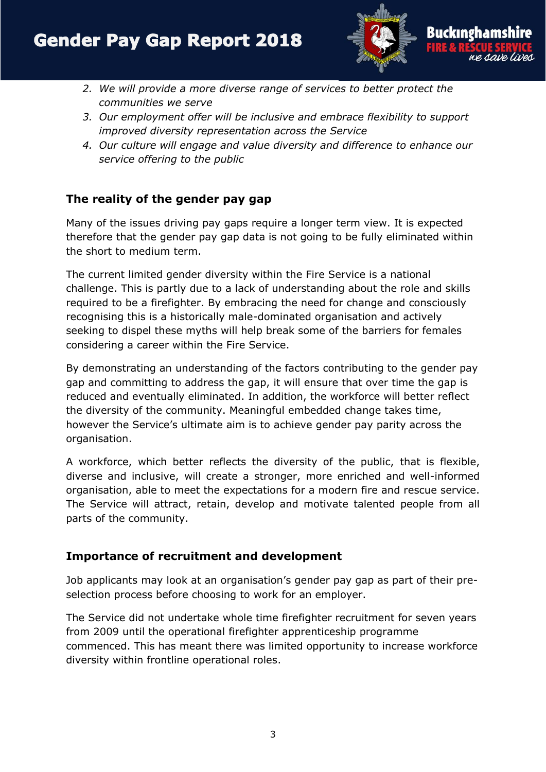2. *We will provide a more diverse range of services to better protect the communities we serve*
3. *Our employment offer will be inclusive and embrace flexibility to support improved diversity representation across the Service*
4. *Our culture will engage and value diversity and difference to enhance our service offering to the public*

## The reality of the gender pay gap

Many of the issues driving pay gaps require a longer term view. It is expected therefore that the gender pay gap data is not going to be fully eliminated within the short to medium term.

The current limited gender diversity within the Fire Service is a national challenge. This is partly due to a lack of understanding about the role and skills required to be a firefighter. By embracing the need for change and consciously recognising this is a historically male-dominated organisation and actively seeking to dispel these myths will help break some of the barriers for females considering a career within the Fire Service.

By demonstrating an understanding of the factors contributing to the gender pay gap and committing to address the gap, it will ensure that over time the gap is reduced and eventually eliminated. In addition, the workforce will better reflect the diversity of the community. Meaningful embedded change takes time, however the Service's ultimate aim is to achieve gender pay parity across the organisation.

A workforce, which better reflects the diversity of the public, that is flexible, diverse and inclusive, will create a stronger, more enriched and well-informed organisation, able to meet the expectations for a modern fire and rescue service. The Service will attract, retain, develop and motivate talented people from all parts of the community.

## Importance of recruitment and development

Job applicants may look at an organisation's gender pay gap as part of their pre-selection process before choosing to work for an employer.

The Service did not undertake whole time firefighter recruitment for seven years from 2009 until the operational firefighter apprenticeship programme commenced. This has meant there was limited opportunity to increase workforce diversity within frontline operational roles.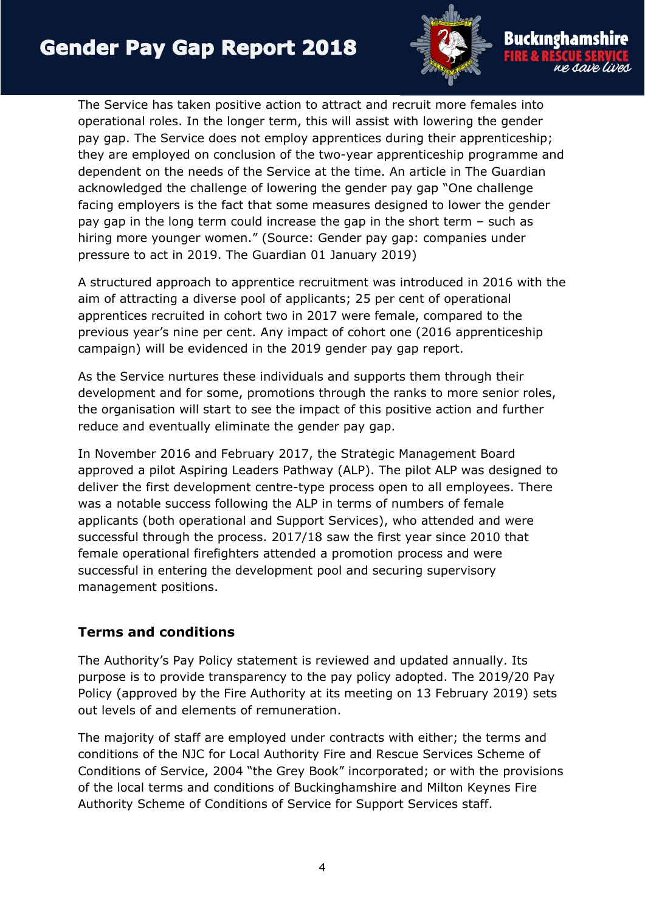The Service has taken positive action to attract and recruit more females into operational roles. In the longer term, this will assist with lowering the gender pay gap. The Service does not employ apprentices during their apprenticeship; they are employed on conclusion of the two-year apprenticeship programme and dependent on the needs of the Service at the time. An article in The Guardian acknowledged the challenge of lowering the gender pay gap "One challenge facing employers is the fact that some measures designed to lower the gender pay gap in the long term could increase the gap in the short term – such as hiring more younger women." (Source: Gender pay gap: companies under pressure to act in 2019. The Guardian 01 January 2019)

A structured approach to apprentice recruitment was introduced in 2016 with the aim of attracting a diverse pool of applicants; 25 per cent of operational apprentices recruited in cohort two in 2017 were female, compared to the previous year's nine per cent. Any impact of cohort one (2016 apprenticeship campaign) will be evidenced in the 2019 gender pay gap report.

As the Service nurtures these individuals and supports them through their development and for some, promotions through the ranks to more senior roles, the organisation will start to see the impact of this positive action and further reduce and eventually eliminate the gender pay gap.

In November 2016 and February 2017, the Strategic Management Board approved a pilot Aspiring Leaders Pathway (ALP). The pilot ALP was designed to deliver the first development centre-type process open to all employees. There was a notable success following the ALP in terms of numbers of female applicants (both operational and Support Services), who attended and were successful through the process. 2017/18 saw the first year since 2010 that female operational firefighters attended a promotion process and were successful in entering the development pool and securing supervisory management positions.

## Terms and conditions

The Authority's Pay Policy statement is reviewed and updated annually. Its purpose is to provide transparency to the pay policy adopted. The 2019/20 Pay Policy (approved by the Fire Authority at its meeting on 13 February 2019) sets out levels of and elements of remuneration.

The majority of staff are employed under contracts with either; the terms and conditions of the NJC for Local Authority Fire and Rescue Services Scheme of Conditions of Service, 2004 "the Grey Book" incorporated; or with the provisions of the local terms and conditions of Buckinghamshire and Milton Keynes Fire Authority Scheme of Conditions of Service for Support Services staff.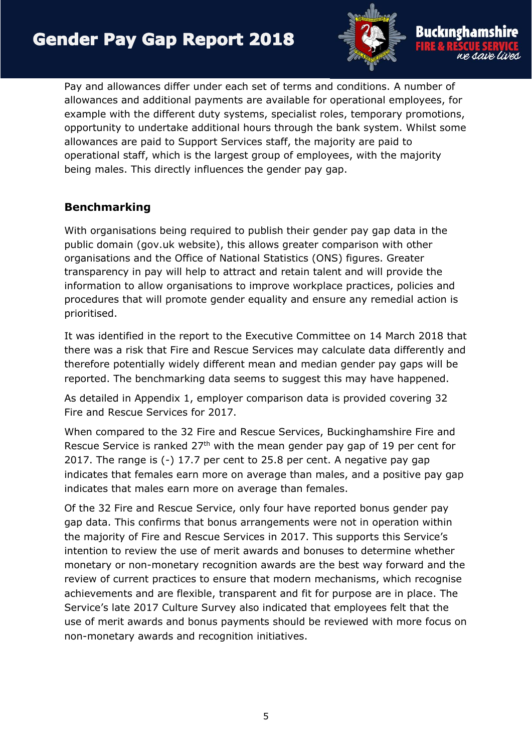Pay and allowances differ under each set of terms and conditions. A number of allowances and additional payments are available for operational employees, for example with the different duty systems, specialist roles, temporary promotions, opportunity to undertake additional hours through the bank system. Whilst some allowances are paid to Support Services staff, the majority are paid to operational staff, which is the largest group of employees, with the majority being males. This directly influences the gender pay gap.

## Benchmarking

With organisations being required to publish their gender pay gap data in the public domain (gov.uk website), this allows greater comparison with other organisations and the Office of National Statistics (ONS) figures. Greater transparency in pay will help to attract and retain talent and will provide the information to allow organisations to improve workplace practices, policies and procedures that will promote gender equality and ensure any remedial action is prioritised.

It was identified in the report to the Executive Committee on 14 March 2018 that there was a risk that Fire and Rescue Services may calculate data differently and therefore potentially widely different mean and median gender pay gaps will be reported. The benchmarking data seems to suggest this may have happened.

As detailed in Appendix 1, employer comparison data is provided covering 32 Fire and Rescue Services for 2017.

When compared to the 32 Fire and Rescue Services, Buckinghamshire Fire and Rescue Service is ranked 27th with the mean gender pay gap of 19 per cent for 2017. The range is (-) 17.7 per cent to 25.8 per cent. A negative pay gap indicates that females earn more on average than males, and a positive pay gap indicates that males earn more on average than females.

Of the 32 Fire and Rescue Service, only four have reported bonus gender pay gap data. This confirms that bonus arrangements were not in operation within the majority of Fire and Rescue Services in 2017. This supports this Service's intention to review the use of merit awards and bonuses to determine whether monetary or non-monetary recognition awards are the best way forward and the review of current practices to ensure that modern mechanisms, which recognise achievements and are flexible, transparent and fit for purpose are in place. The Service's late 2017 Culture Survey also indicated that employees felt that the use of merit awards and bonus payments should be reviewed with more focus on non-monetary awards and recognition initiatives.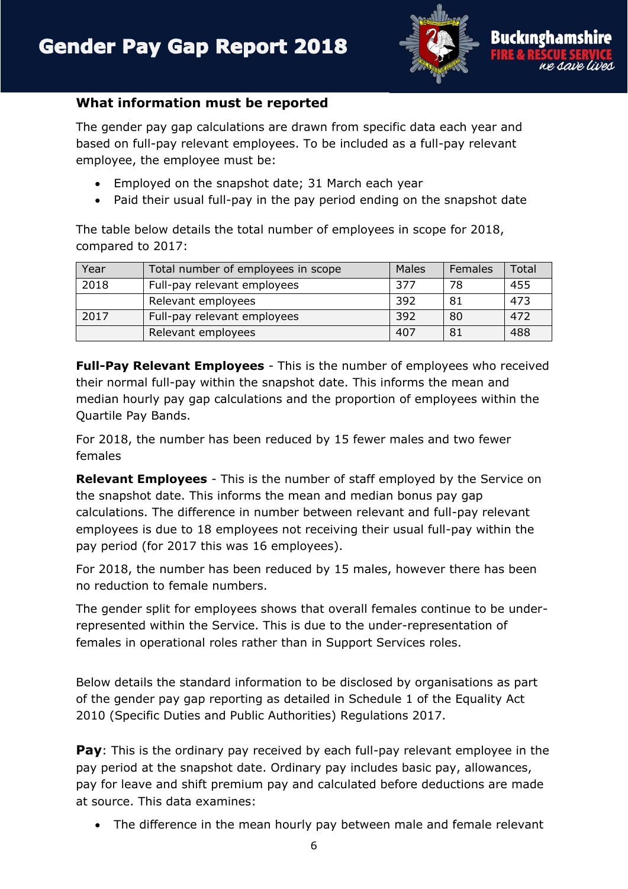## What information must be reported

The gender pay gap calculations are drawn from specific data each year and based on full-pay relevant employees. To be included as a full-pay relevant employee, the employee must be:

- Employed on the snapshot date; 31 March each year
- Paid their usual full-pay in the pay period ending on the snapshot date

The table below details the total number of employees in scope for 2018, compared to 2017:

| Year | Total number of employees in scope | Males | Females | Total |
|---|---|---|---|---|
| 2018 | Full-pay relevant employees | 377 | 78 | 455 |
| | Relevant employees | 392 | 81 | 473 |
| 2017 | Full-pay relevant employees | 392 | 80 | 472 |
| | Relevant employees | 407 | 81 | 488 |

**Full-Pay Relevant Employees** - This is the number of employees who received their normal full-pay within the snapshot date. This informs the mean and median hourly pay gap calculations and the proportion of employees within the Quartile Pay Bands.

For 2018, the number has been reduced by 15 fewer males and two fewer females

**Relevant Employees** - This is the number of staff employed by the Service on the snapshot date. This informs the mean and median bonus pay gap calculations. The difference in number between relevant and full-pay relevant employees is due to 18 employees not receiving their usual full-pay within the pay period (for 2017 this was 16 employees).

For 2018, the number has been reduced by 15 males, however there has been no reduction to female numbers.

The gender split for employees shows that overall females continue to be under-represented within the Service. This is due to the under-representation of females in operational roles rather than in Support Services roles.

Below details the standard information to be disclosed by organisations as part of the gender pay gap reporting as detailed in Schedule 1 of the Equality Act 2010 (Specific Duties and Public Authorities) Regulations 2017.

**Pay**: This is the ordinary pay received by each full-pay relevant employee in the pay period at the snapshot date. Ordinary pay includes basic pay, allowances, pay for leave and shift premium pay and calculated before deductions are made at source. This data examines:

- The difference in the mean hourly pay between male and female relevant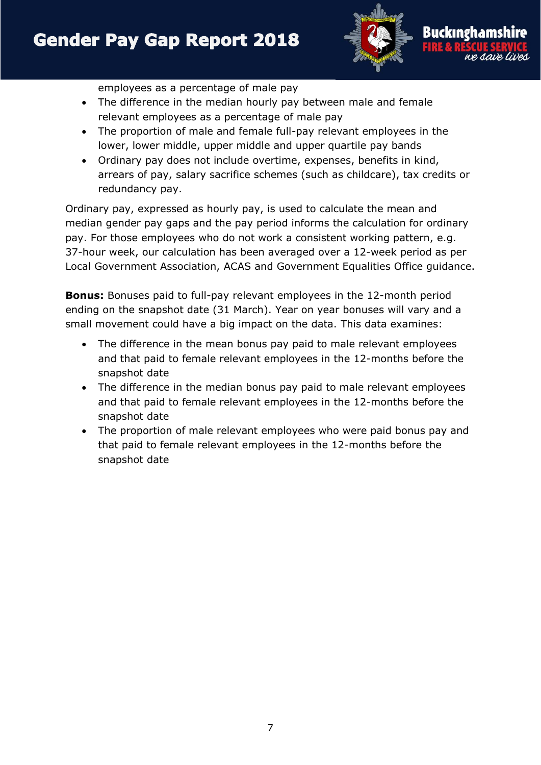employees as a percentage of male pay

- The difference in the median hourly pay between male and female relevant employees as a percentage of male pay
- The proportion of male and female full-pay relevant employees in the lower, lower middle, upper middle and upper quartile pay bands
- Ordinary pay does not include overtime, expenses, benefits in kind, arrears of pay, salary sacrifice schemes (such as childcare), tax credits or redundancy pay.

Ordinary pay, expressed as hourly pay, is used to calculate the mean and median gender pay gaps and the pay period informs the calculation for ordinary pay. For those employees who do not work a consistent working pattern, e.g. 37-hour week, our calculation has been averaged over a 12-week period as per Local Government Association, ACAS and Government Equalities Office guidance.

**Bonus:** Bonuses paid to full-pay relevant employees in the 12-month period ending on the snapshot date (31 March). Year on year bonuses will vary and a small movement could have a big impact on the data. This data examines:

- The difference in the mean bonus pay paid to male relevant employees and that paid to female relevant employees in the 12-months before the snapshot date
- The difference in the median bonus pay paid to male relevant employees and that paid to female relevant employees in the 12-months before the snapshot date
- The proportion of male relevant employees who were paid bonus pay and that paid to female relevant employees in the 12-months before the snapshot date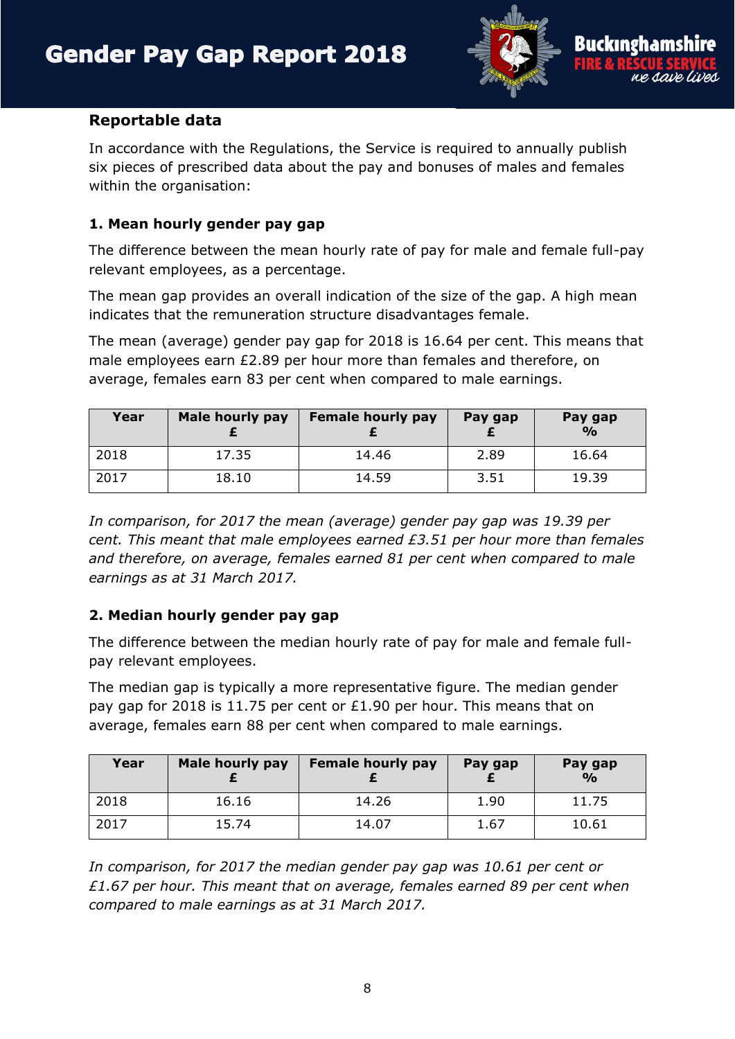## Reportable data

In accordance with the Regulations, the Service is required to annually publish six pieces of prescribed data about the pay and bonuses of males and females within the organisation:

### 1. Mean hourly gender pay gap

The difference between the mean hourly rate of pay for male and female full-pay relevant employees, as a percentage.

The mean gap provides an overall indication of the size of the gap. A high mean indicates that the remuneration structure disadvantages female.

The mean (average) gender pay gap for 2018 is 16.64 per cent. This means that male employees earn £2.89 per hour more than females and therefore, on average, females earn 83 per cent when compared to male earnings.

| Year | Male hourly pay £ | Female hourly pay £ | Pay gap £ | Pay gap % |
|---|---|---|---|---|
| 2018 | 17.35 | 14.46 | 2.89 | 16.64 |
| 2017 | 18.10 | 14.59 | 3.51 | 19.39 |

*In comparison, for 2017 the mean (average) gender pay gap was 19.39 per cent. This meant that male employees earned £3.51 per hour more than females and therefore, on average, females earned 81 per cent when compared to male earnings as at 31 March 2017.*

### 2. Median hourly gender pay gap

The difference between the median hourly rate of pay for male and female full-pay relevant employees.

The median gap is typically a more representative figure. The median gender pay gap for 2018 is 11.75 per cent or £1.90 per hour. This means that on average, females earn 88 per cent when compared to male earnings.

| Year | Male hourly pay £ | Female hourly pay £ | Pay gap £ | Pay gap % |
|---|---|---|---|---|
| 2018 | 16.16 | 14.26 | 1.90 | 11.75 |
| 2017 | 15.74 | 14.07 | 1.67 | 10.61 |

*In comparison, for 2017 the median gender pay gap was 10.61 per cent or £1.67 per hour. This meant that on average, females earned 89 per cent when compared to male earnings as at 31 March 2017.*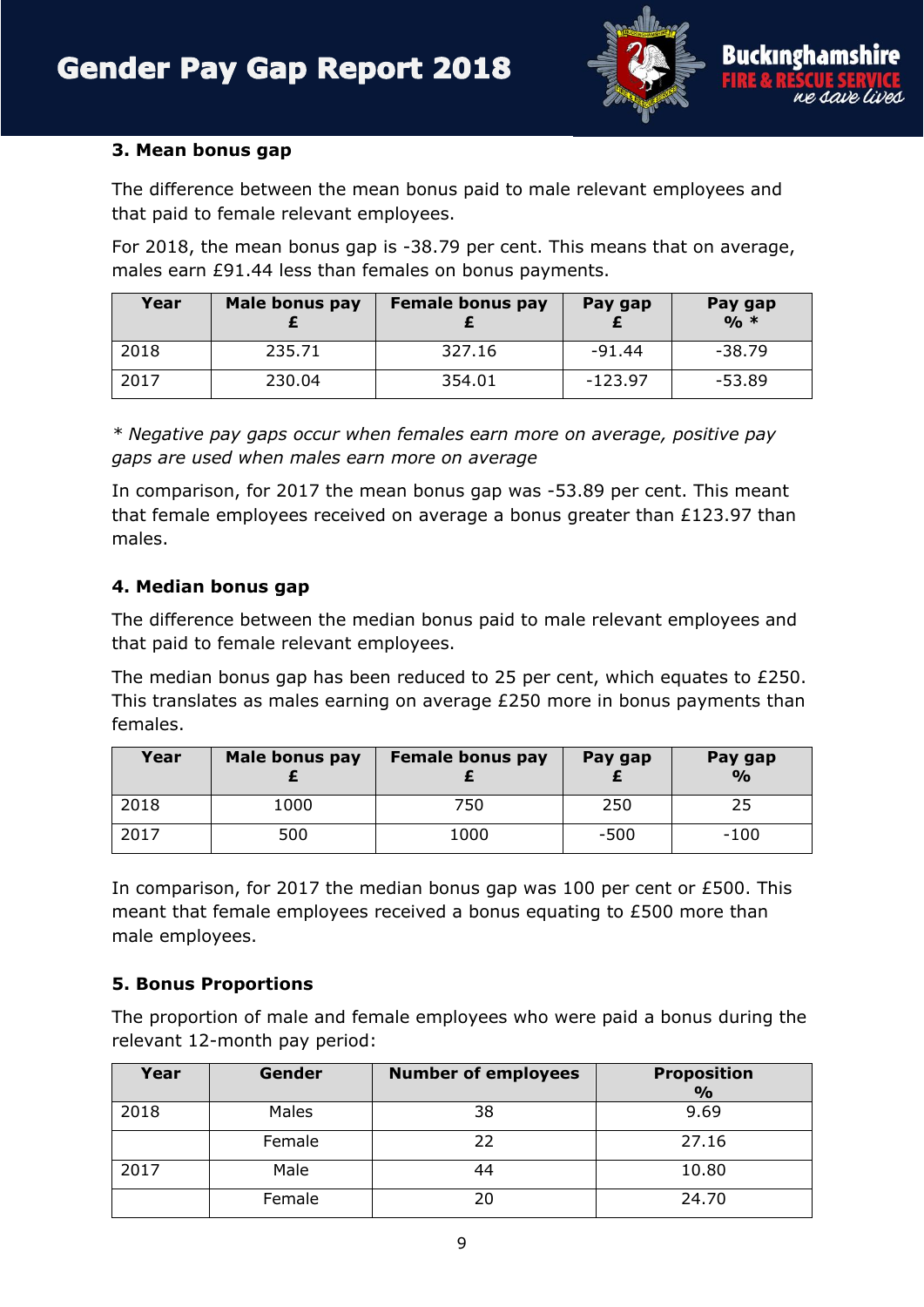### 3. Mean bonus gap

The difference between the mean bonus paid to male relevant employees and that paid to female relevant employees.

For 2018, the mean bonus gap is -38.79 per cent. This means that on average, males earn £91.44 less than females on bonus payments.

| Year | Male bonus pay £ | Female bonus pay £ | Pay gap £ | Pay gap % * |
|---|---|---|---|---|
| 2018 | 235.71 | 327.16 | -91.44 | -38.79 |
| 2017 | 230.04 | 354.01 | -123.97 | -53.89 |

*\* Negative pay gaps occur when females earn more on average, positive pay gaps are used when males earn more on average*

In comparison, for 2017 the mean bonus gap was -53.89 per cent. This meant that female employees received on average a bonus greater than £123.97 than males.

### 4. Median bonus gap

The difference between the median bonus paid to male relevant employees and that paid to female relevant employees.

The median bonus gap has been reduced to 25 per cent, which equates to £250. This translates as males earning on average £250 more in bonus payments than females.

| Year | Male bonus pay £ | Female bonus pay £ | Pay gap £ | Pay gap % |
|---|---|---|---|---|
| 2018 | 1000 | 750 | 250 | 25 |
| 2017 | 500 | 1000 | -500 | -100 |

In comparison, for 2017 the median bonus gap was 100 per cent or £500. This meant that female employees received a bonus equating to £500 more than male employees.

### 5. Bonus Proportions

The proportion of male and female employees who were paid a bonus during the relevant 12-month pay period:

| Year | Gender | Number of employees | Proposition % |
|---|---|---|---|
| 2018 | Males | 38 | 9.69 |
| | Female | 22 | 27.16 |
| 2017 | Male | 44 | 10.80 |
| | Female | 20 | 24.70 |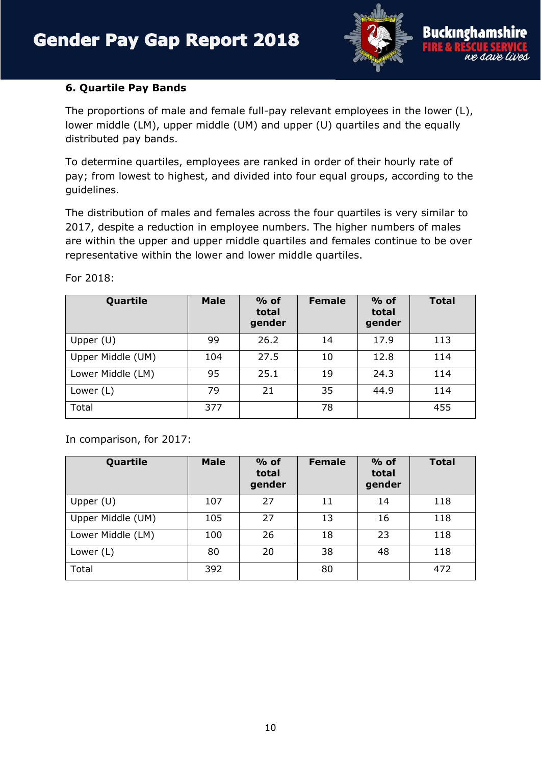### 6. Quartile Pay Bands

The proportions of male and female full-pay relevant employees in the lower (L), lower middle (LM), upper middle (UM) and upper (U) quartiles and the equally distributed pay bands.

To determine quartiles, employees are ranked in order of their hourly rate of pay; from lowest to highest, and divided into four equal groups, according to the guidelines.

The distribution of males and females across the four quartiles is very similar to 2017, despite a reduction in employee numbers. The higher numbers of males are within the upper and upper middle quartiles and females continue to be over representative within the lower and lower middle quartiles.

For 2018:

| Quartile | Male | % of total gender | Female | % of total gender | Total |
|---|---|---|---|---|---|
| Upper (U) | 99 | 26.2 | 14 | 17.9 | 113 |
| Upper Middle (UM) | 104 | 27.5 | 10 | 12.8 | 114 |
| Lower Middle (LM) | 95 | 25.1 | 19 | 24.3 | 114 |
| Lower (L) | 79 | 21 | 35 | 44.9 | 114 |
| Total | 377 | | 78 | | 455 |

In comparison, for 2017:

| Quartile | Male | % of total gender | Female | % of total gender | Total |
|---|---|---|---|---|---|
| Upper (U) | 107 | 27 | 11 | 14 | 118 |
| Upper Middle (UM) | 105 | 27 | 13 | 16 | 118 |
| Lower Middle (LM) | 100 | 26 | 18 | 23 | 118 |
| Lower (L) | 80 | 20 | 38 | 48 | 118 |
| Total | 392 | | 80 | | 472 |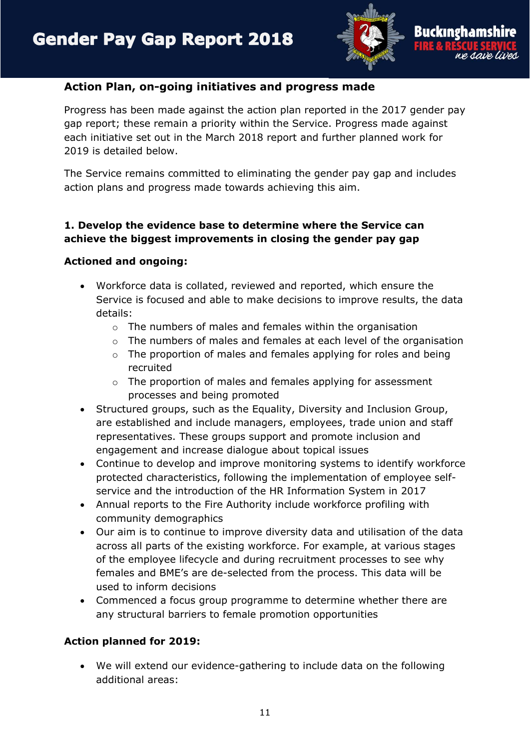## Action Plan, on-going initiatives and progress made

Progress has been made against the action plan reported in the 2017 gender pay gap report; these remain a priority within the Service. Progress made against each initiative set out in the March 2018 report and further planned work for 2019 is detailed below.

The Service remains committed to eliminating the gender pay gap and includes action plans and progress made towards achieving this aim.

### 1. Develop the evidence base to determine where the Service can achieve the biggest improvements in closing the gender pay gap

**Actioned and ongoing:**

- Workforce data is collated, reviewed and reported, which ensure the Service is focused and able to make decisions to improve results, the data details:
  - The numbers of males and females within the organisation
  - The numbers of males and females at each level of the organisation
  - The proportion of males and females applying for roles and being recruited
  - The proportion of males and females applying for assessment processes and being promoted
- Structured groups, such as the Equality, Diversity and Inclusion Group, are established and include managers, employees, trade union and staff representatives. These groups support and promote inclusion and engagement and increase dialogue about topical issues
- Continue to develop and improve monitoring systems to identify workforce protected characteristics, following the implementation of employee self-service and the introduction of the HR Information System in 2017
- Annual reports to the Fire Authority include workforce profiling with community demographics
- Our aim is to continue to improve diversity data and utilisation of the data across all parts of the existing workforce. For example, at various stages of the employee lifecycle and during recruitment processes to see why females and BME's are de-selected from the process. This data will be used to inform decisions
- Commenced a focus group programme to determine whether there are any structural barriers to female promotion opportunities

**Action planned for 2019:**

- We will extend our evidence-gathering to include data on the following additional areas: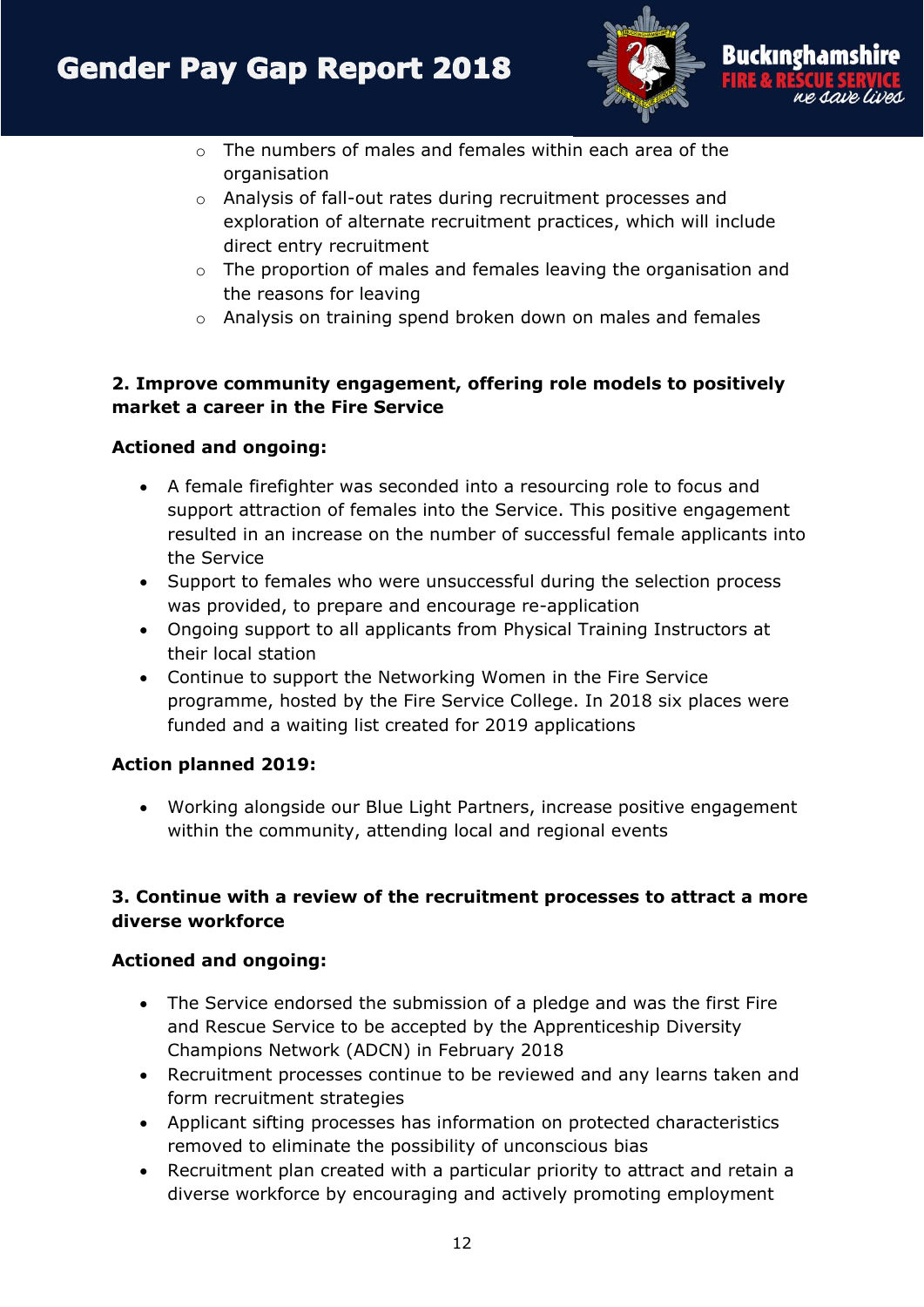- The numbers of males and females within each area of the organisation
    - Analysis of fall-out rates during recruitment processes and exploration of alternate recruitment practices, which will include direct entry recruitment
    - The proportion of males and females leaving the organisation and the reasons for leaving
    - Analysis on training spend broken down on males and females

**2. Improve community engagement, offering role models to positively market a career in the Fire Service**

**Actioned and ongoing:**

- A female firefighter was seconded into a resourcing role to focus and support attraction of females into the Service. This positive engagement resulted in an increase on the number of successful female applicants into the Service
- Support to females who were unsuccessful during the selection process was provided, to prepare and encourage re-application
- Ongoing support to all applicants from Physical Training Instructors at their local station
- Continue to support the Networking Women in the Fire Service programme, hosted by the Fire Service College. In 2018 six places were funded and a waiting list created for 2019 applications

**Action planned 2019:**

- Working alongside our Blue Light Partners, increase positive engagement within the community, attending local and regional events

**3. Continue with a review of the recruitment processes to attract a more diverse workforce**

**Actioned and ongoing:**

- The Service endorsed the submission of a pledge and was the first Fire and Rescue Service to be accepted by the Apprenticeship Diversity Champions Network (ADCN) in February 2018
- Recruitment processes continue to be reviewed and any learns taken and form recruitment strategies
- Applicant sifting processes has information on protected characteristics removed to eliminate the possibility of unconscious bias
- Recruitment plan created with a particular priority to attract and retain a diverse workforce by encouraging and actively promoting employment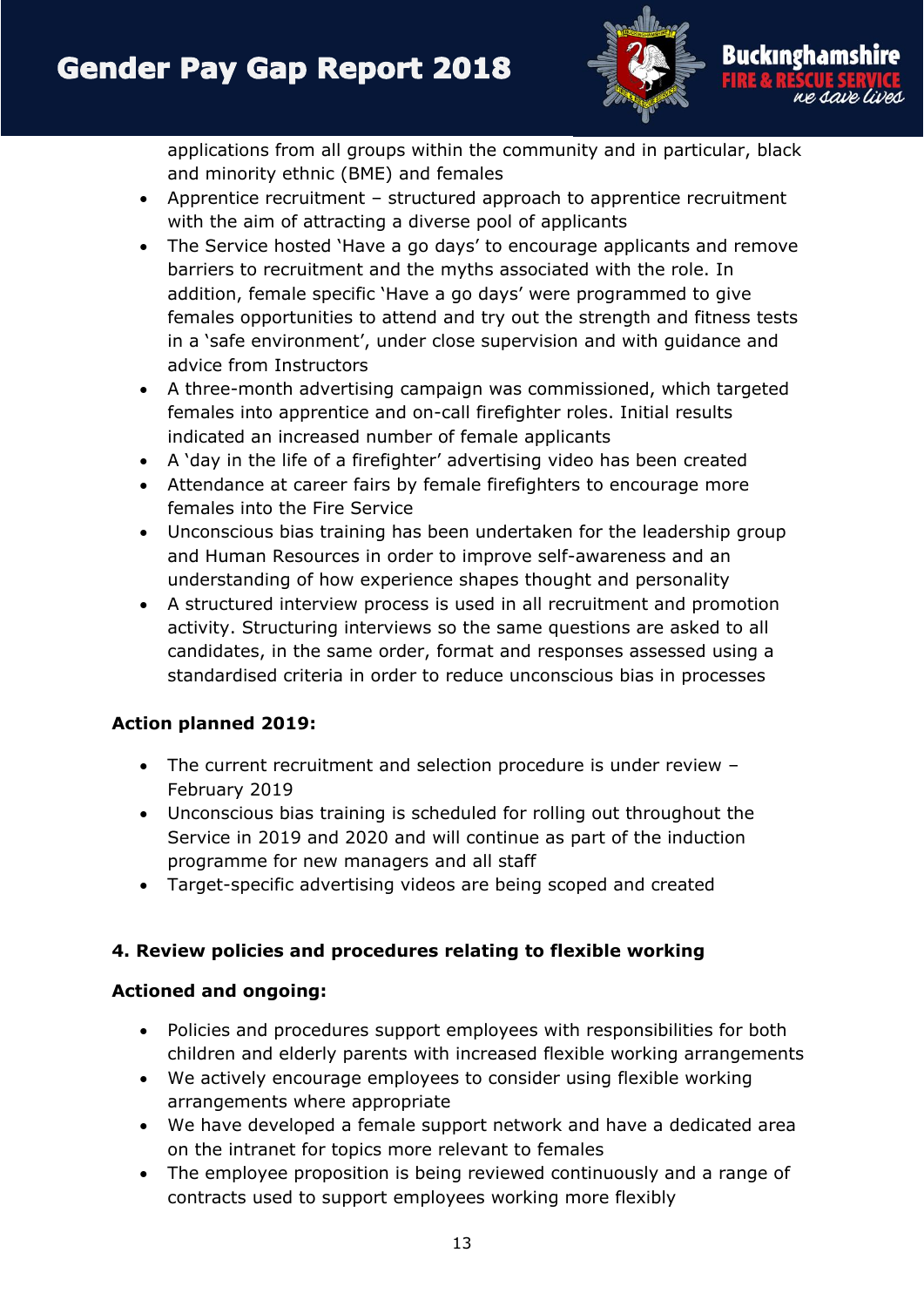applications from all groups within the community and in particular, black and minority ethnic (BME) and females

- Apprentice recruitment – structured approach to apprentice recruitment with the aim of attracting a diverse pool of applicants
- The Service hosted 'Have a go days' to encourage applicants and remove barriers to recruitment and the myths associated with the role. In addition, female specific 'Have a go days' were programmed to give females opportunities to attend and try out the strength and fitness tests in a 'safe environment', under close supervision and with guidance and advice from Instructors
- A three-month advertising campaign was commissioned, which targeted females into apprentice and on-call firefighter roles. Initial results indicated an increased number of female applicants
- A 'day in the life of a firefighter' advertising video has been created
- Attendance at career fairs by female firefighters to encourage more females into the Fire Service
- Unconscious bias training has been undertaken for the leadership group and Human Resources in order to improve self-awareness and an understanding of how experience shapes thought and personality
- A structured interview process is used in all recruitment and promotion activity. Structuring interviews so the same questions are asked to all candidates, in the same order, format and responses assessed using a standardised criteria in order to reduce unconscious bias in processes

**Action planned 2019:**

- The current recruitment and selection procedure is under review – February 2019
- Unconscious bias training is scheduled for rolling out throughout the Service in 2019 and 2020 and will continue as part of the induction programme for new managers and all staff
- Target-specific advertising videos are being scoped and created

**4. Review policies and procedures relating to flexible working**

**Actioned and ongoing:**

- Policies and procedures support employees with responsibilities for both children and elderly parents with increased flexible working arrangements
- We actively encourage employees to consider using flexible working arrangements where appropriate
- We have developed a female support network and have a dedicated area on the intranet for topics more relevant to females
- The employee proposition is being reviewed continuously and a range of contracts used to support employees working more flexibly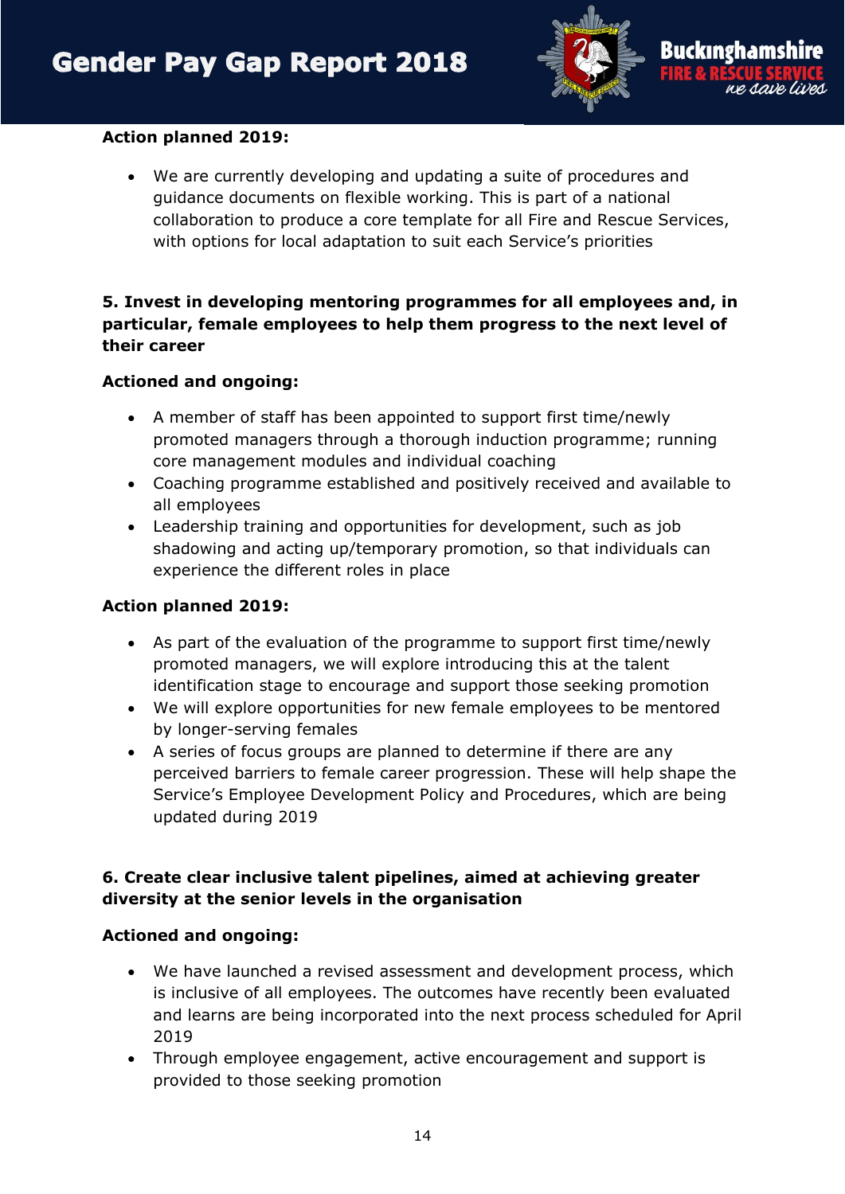**Action planned 2019:**

- We are currently developing and updating a suite of procedures and guidance documents on flexible working. This is part of a national collaboration to produce a core template for all Fire and Rescue Services, with options for local adaptation to suit each Service's priorities

**5. Invest in developing mentoring programmes for all employees and, in particular, female employees to help them progress to the next level of their career**

**Actioned and ongoing:**

- A member of staff has been appointed to support first time/newly promoted managers through a thorough induction programme; running core management modules and individual coaching
- Coaching programme established and positively received and available to all employees
- Leadership training and opportunities for development, such as job shadowing and acting up/temporary promotion, so that individuals can experience the different roles in place

**Action planned 2019:**

- As part of the evaluation of the programme to support first time/newly promoted managers, we will explore introducing this at the talent identification stage to encourage and support those seeking promotion
- We will explore opportunities for new female employees to be mentored by longer-serving females
- A series of focus groups are planned to determine if there are any perceived barriers to female career progression. These will help shape the Service's Employee Development Policy and Procedures, which are being updated during 2019

**6. Create clear inclusive talent pipelines, aimed at achieving greater diversity at the senior levels in the organisation**

**Actioned and ongoing:**

- We have launched a revised assessment and development process, which is inclusive of all employees. The outcomes have recently been evaluated and learns are being incorporated into the next process scheduled for April 2019
- Through employee engagement, active encouragement and support is provided to those seeking promotion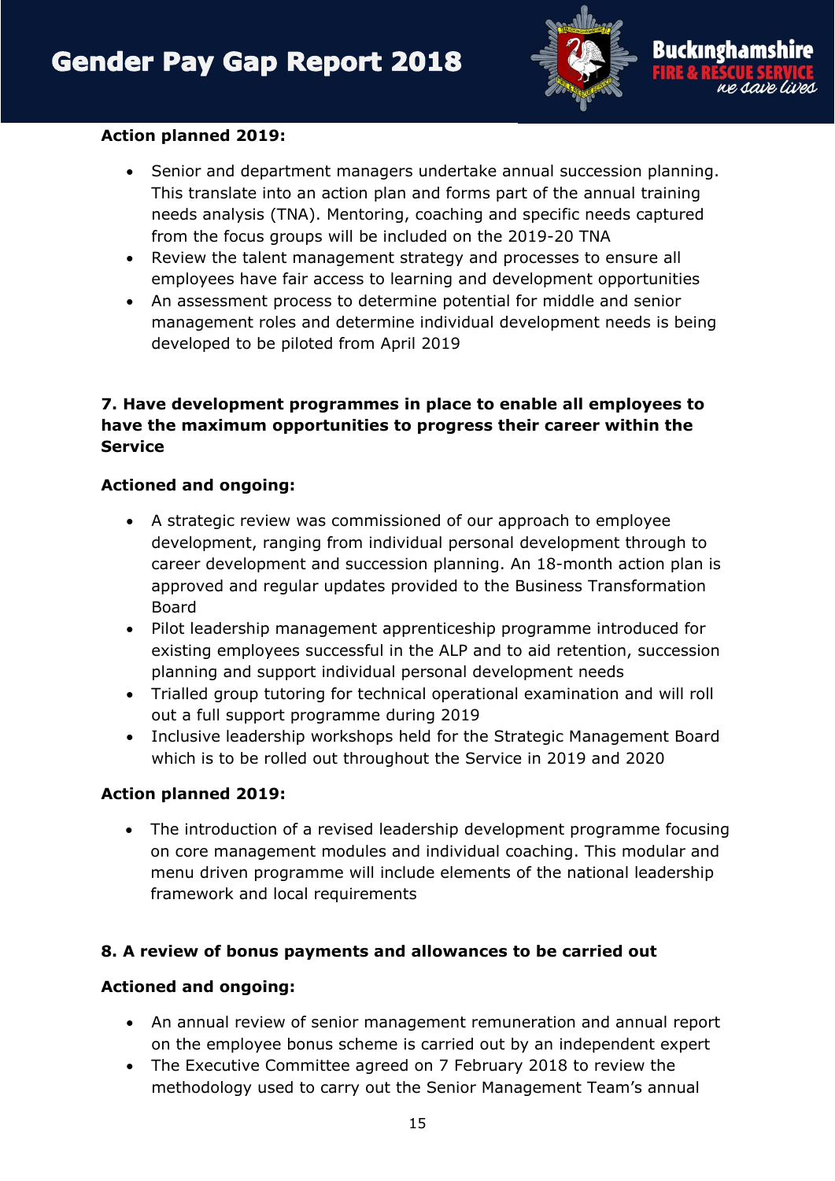**Action planned 2019:**

- Senior and department managers undertake annual succession planning. This translate into an action plan and forms part of the annual training needs analysis (TNA). Mentoring, coaching and specific needs captured from the focus groups will be included on the 2019-20 TNA
- Review the talent management strategy and processes to ensure all employees have fair access to learning and development opportunities
- An assessment process to determine potential for middle and senior management roles and determine individual development needs is being developed to be piloted from April 2019

**7. Have development programmes in place to enable all employees to have the maximum opportunities to progress their career within the Service**

**Actioned and ongoing:**

- A strategic review was commissioned of our approach to employee development, ranging from individual personal development through to career development and succession planning. An 18-month action plan is approved and regular updates provided to the Business Transformation Board
- Pilot leadership management apprenticeship programme introduced for existing employees successful in the ALP and to aid retention, succession planning and support individual personal development needs
- Trialled group tutoring for technical operational examination and will roll out a full support programme during 2019
- Inclusive leadership workshops held for the Strategic Management Board which is to be rolled out throughout the Service in 2019 and 2020

**Action planned 2019:**

- The introduction of a revised leadership development programme focusing on core management modules and individual coaching. This modular and menu driven programme will include elements of the national leadership framework and local requirements

**8. A review of bonus payments and allowances to be carried out**

**Actioned and ongoing:**

- An annual review of senior management remuneration and annual report on the employee bonus scheme is carried out by an independent expert
- The Executive Committee agreed on 7 February 2018 to review the methodology used to carry out the Senior Management Team's annual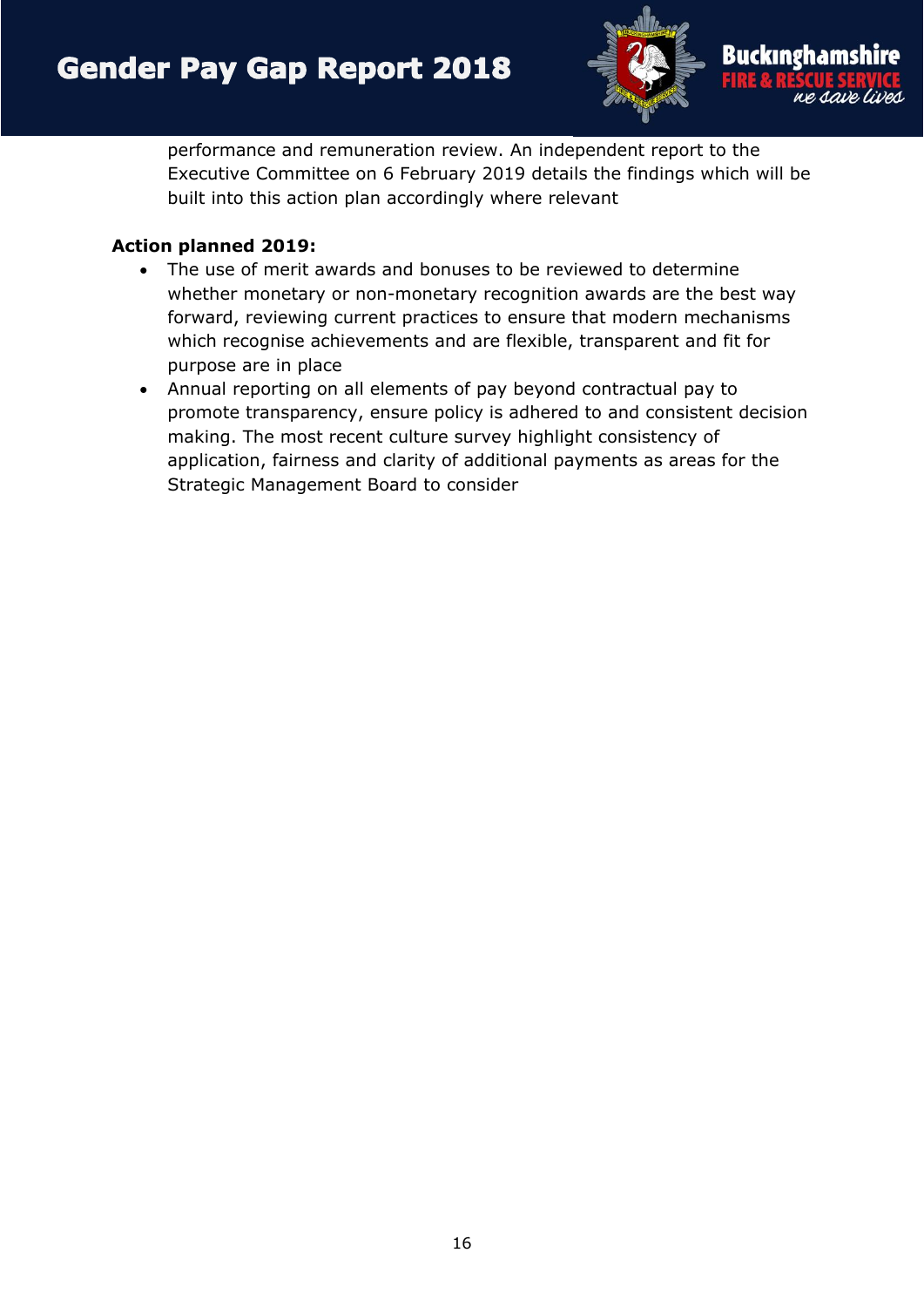performance and remuneration review. An independent report to the Executive Committee on 6 February 2019 details the findings which will be built into this action plan accordingly where relevant

**Action planned 2019:**

- The use of merit awards and bonuses to be reviewed to determine whether monetary or non-monetary recognition awards are the best way forward, reviewing current practices to ensure that modern mechanisms which recognise achievements and are flexible, transparent and fit for purpose are in place
- Annual reporting on all elements of pay beyond contractual pay to promote transparency, ensure policy is adhered to and consistent decision making. The most recent culture survey highlight consistency of application, fairness and clarity of additional payments as areas for the Strategic Management Board to consider